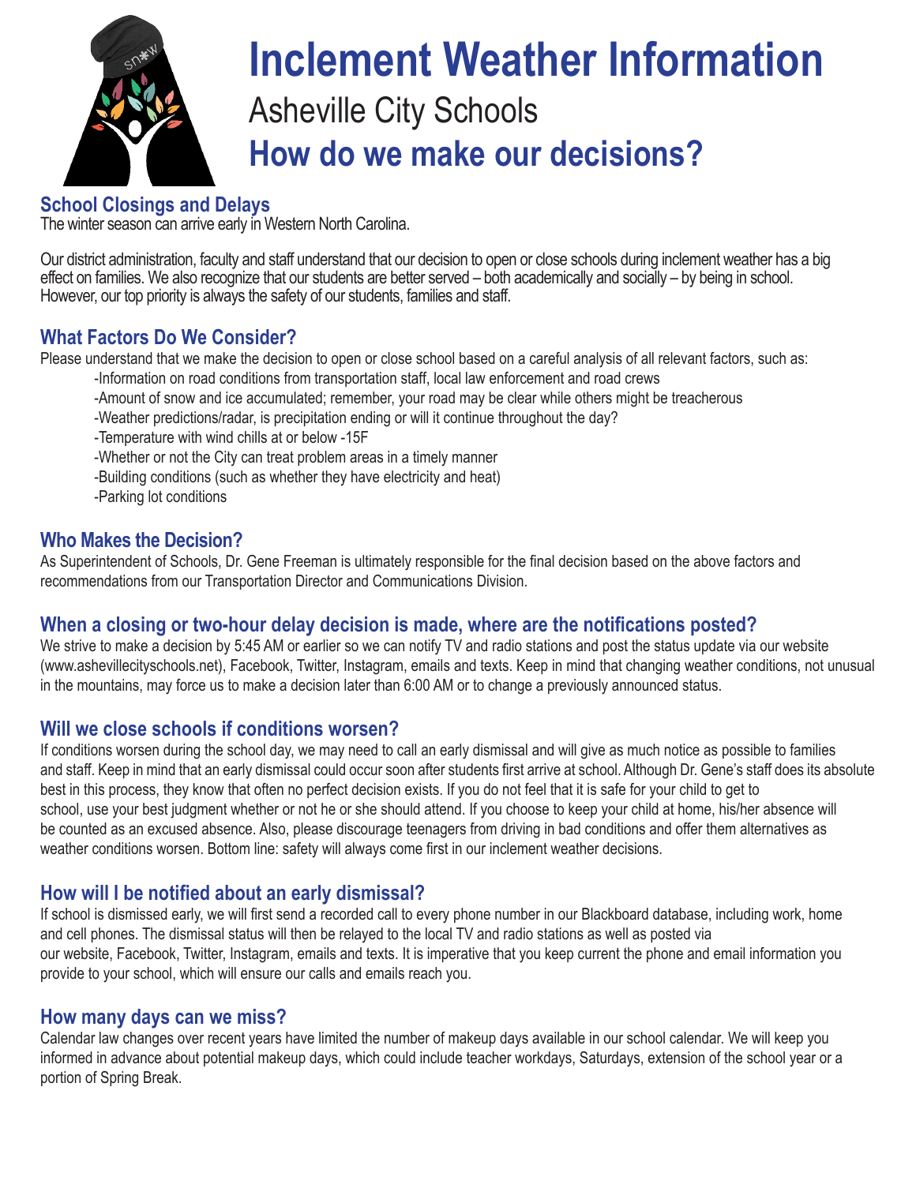# Inclement Weather Information

Asheville City Schools

## How do we make our decisions?

### School Closings and Delays

The winter season can arrive early in Western North Carolina.

Our district administration, faculty and staff understand that our decision to open or close schools during inclement weather has a big effect on families. We also recognize that our students are better served – both academically and socially – by being in school. However, our top priority is always the safety of our students, families and staff.

### What Factors Do We Consider?

Please understand that we make the decision to open or close school based on a careful analysis of all relevant factors, such as:

- Information on road conditions from transportation staff, local law enforcement and road crews
- Amount of snow and ice accumulated; remember, your road may be clear while others might be treacherous
- Weather predictions/radar, is precipitation ending or will it continue throughout the day?
- Temperature with wind chills at or below -15F
- Whether or not the City can treat problem areas in a timely manner
- Building conditions (such as whether they have electricity and heat)
- Parking lot conditions

### Who Makes the Decision?

As Superintendent of Schools, Dr. Gene Freeman is ultimately responsible for the final decision based on the above factors and recommendations from our Transportation Director and Communications Division.

### When a closing or two-hour delay decision is made, where are the notifications posted?

We strive to make a decision by 5:45 AM or earlier so we can notify TV and radio stations and post the status update via our website (www.ashevillecityschools.net), Facebook, Twitter, Instagram, emails and texts. Keep in mind that changing weather conditions, not unusual in the mountains, may force us to make a decision later than 6:00 AM or to change a previously announced status.

### Will we close schools if conditions worsen?

If conditions worsen during the school day, we may need to call an early dismissal and will give as much notice as possible to families and staff. Keep in mind that an early dismissal could occur soon after students first arrive at school. Although Dr. Gene's staff does its absolute best in this process, they know that often no perfect decision exists. If you do not feel that it is safe for your child to get to school, use your best judgment whether or not he or she should attend. If you choose to keep your child at home, his/her absence will be counted as an excused absence. Also, please discourage teenagers from driving in bad conditions and offer them alternatives as weather conditions worsen. Bottom line: safety will always come first in our inclement weather decisions.

### How will I be notified about an early dismissal?

If school is dismissed early, we will first send a recorded call to every phone number in our Blackboard database, including work, home and cell phones. The dismissal status will then be relayed to the local TV and radio stations as well as posted via our website, Facebook, Twitter, Instagram, emails and texts. It is imperative that you keep current the phone and email information you provide to your school, which will ensure our calls and emails reach you.

### How many days can we miss?

Calendar law changes over recent years have limited the number of makeup days available in our school calendar. We will keep you informed in advance about potential makeup days, which could include teacher workdays, Saturdays, extension of the school year or a portion of Spring Break.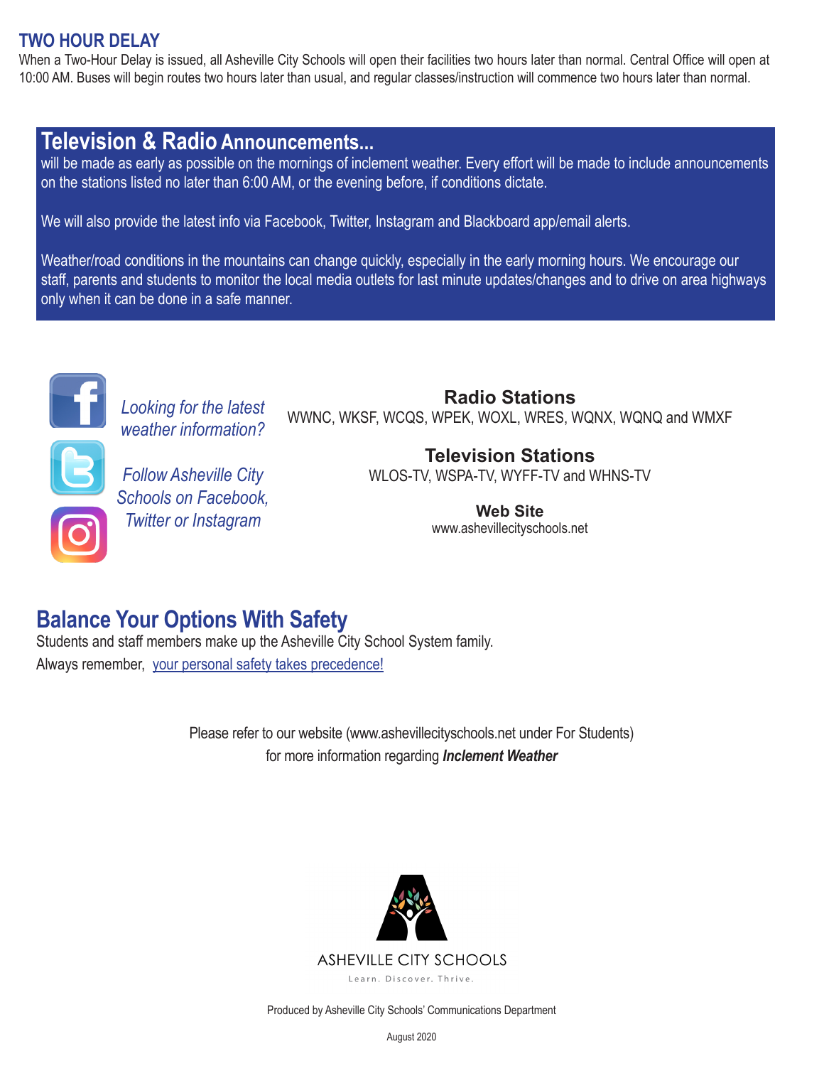## TWO HOUR DELAY

When a Two-Hour Delay is issued, all Asheville City Schools will open their facilities two hours later than normal. Central Office will open at 10:00 AM. Buses will begin routes two hours later than usual, and regular classes/instruction will commence two hours later than normal.

## Television & Radio Announcements...

will be made as early as possible on the mornings of inclement weather. Every effort will be made to include announcements on the stations listed no later than 6:00 AM, or the evening before, if conditions dictate.

We will also provide the latest info via Facebook, Twitter, Instagram and Blackboard app/email alerts.

Weather/road conditions in the mountains can change quickly, especially in the early morning hours. We encourage our staff, parents and students to monitor the local media outlets for last minute updates/changes and to drive on area highways only when it can be done in a safe manner.

*Looking for the latest weather information?*

*Follow Asheville City Schools on Facebook, Twitter or Instagram*

**Radio Stations**

WWNC, WKSF, WCQS, WPEK, WOXL, WRES, WQNX, WQNQ and WMXF

**Television Stations**

WLOS-TV, WSPA-TV, WYFF-TV and WHNS-TV

**Web Site**

www.ashevillecityschools.net

## Balance Your Options With Safety

Students and staff members make up the Asheville City School System family.

Always remember, your personal safety takes precedence!

Please refer to our website (www.ashevillecityschools.net under For Students) for more information regarding ***Inclement Weather***

ASHEVILLE CITY SCHOOLS

Learn. Discover. Thrive.

Produced by Asheville City Schools' Communications Department

August 2020